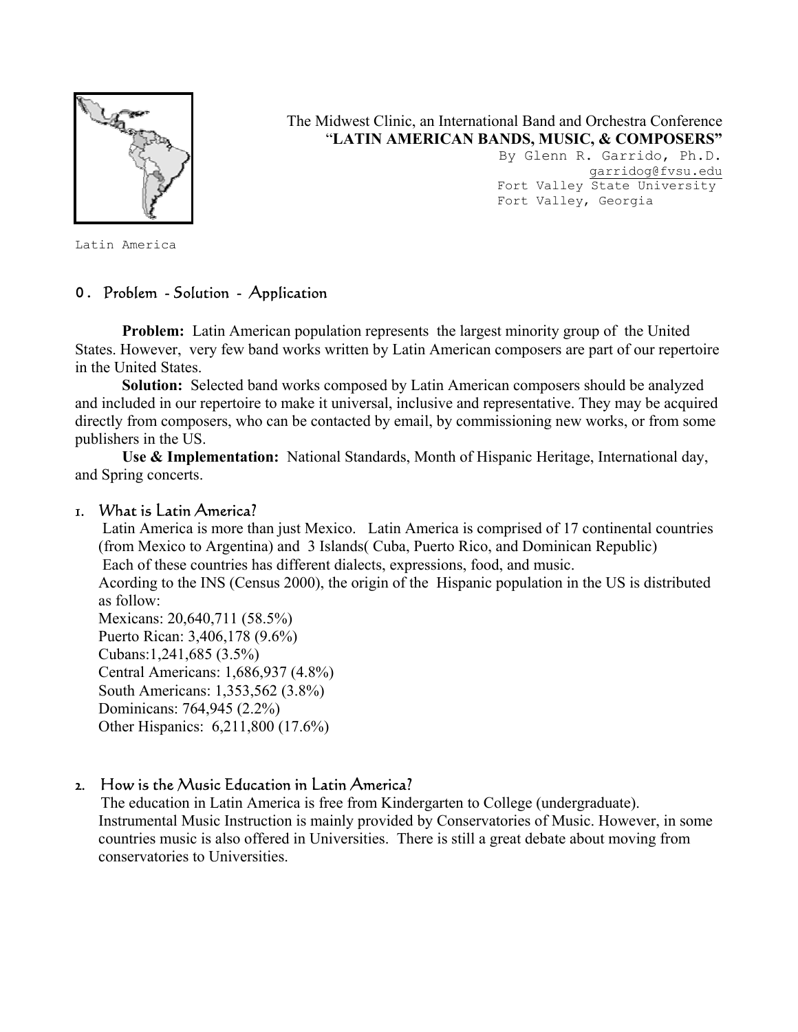The Midwest Clinic, an International Band and Orchestra Conference

**"LATIN AMERICAN BANDS, MUSIC, & COMPOSERS"**

By Glenn R. Garrido, Ph.D.
garridog@fvsu.edu
Fort Valley State University
Fort Valley, Georgia

Latin America

## 0. Problem - Solution - Application

**Problem:** Latin American population represents the largest minority group of the United States. However, very few band works written by Latin American composers are part of our repertoire in the United States.

**Solution:** Selected band works composed by Latin American composers should be analyzed and included in our repertoire to make it universal, inclusive and representative. They may be acquired directly from composers, who can be contacted by email, by commissioning new works, or from some publishers in the US.

**Use & Implementation:** National Standards, Month of Hispanic Heritage, International day, and Spring concerts.

## 1. What is Latin America?

Latin America is more than just Mexico. Latin America is comprised of 17 continental countries (from Mexico to Argentina) and 3 Islands( Cuba, Puerto Rico, and Dominican Republic)
Each of these countries has different dialects, expressions, food, and music.
Acording to the INS (Census 2000), the origin of the Hispanic population in the US is distributed as follow:

Mexicans: 20,640,711 (58.5%)
Puerto Rican: 3,406,178 (9.6%)
Cubans:1,241,685 (3.5%)
Central Americans: 1,686,937 (4.8%)
South Americans: 1,353,562 (3.8%)
Dominicans: 764,945 (2.2%)
Other Hispanics: 6,211,800 (17.6%)

## 2. How is the Music Education in Latin America?

The education in Latin America is free from Kindergarten to College (undergraduate). Instrumental Music Instruction is mainly provided by Conservatories of Music. However, in some countries music is also offered in Universities. There is still a great debate about moving from conservatories to Universities.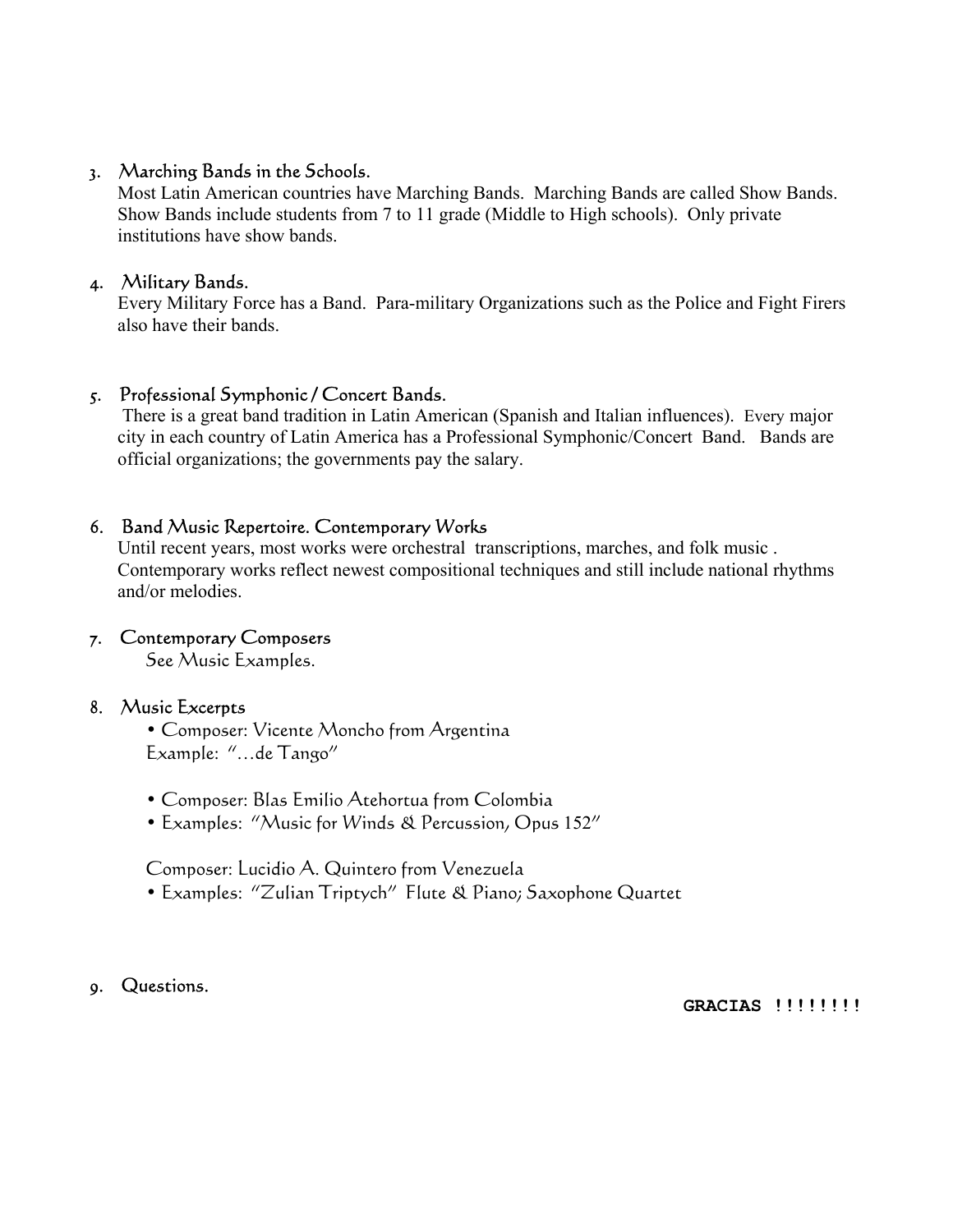3. Marching Bands in the Schools.
   Most Latin American countries have Marching Bands. Marching Bands are called Show Bands. Show Bands include students from 7 to 11 grade (Middle to High schools). Only private institutions have show bands.

4. Military Bands.
   Every Military Force has a Band. Para-military Organizations such as the Police and Fight Firers also have their bands.

5. Professional Symphonic / Concert Bands.
   There is a great band tradition in Latin American (Spanish and Italian influences). Every major city in each country of Latin America has a Professional Symphonic/Concert Band. Bands are official organizations; the governments pay the salary.

6. Band Music Repertoire. Contemporary Works
   Until recent years, most works were orchestral transcriptions, marches, and folk music . Contemporary works reflect newest compositional techniques and still include national rhythms and/or melodies.

7. Contemporary Composers
   See Music Examples.

8. Music Excerpts
   - Composer: Vicente Moncho from Argentina
     Example: "…de Tango"

   - Composer: Blas Emilio Atehortua from Colombia
   - Examples: "Music for Winds & Percussion, Opus 152"

   Composer: Lucidio A. Quintero from Venezuela
   - Examples: "Zulian Triptych" Flute & Piano; Saxophone Quartet

9. Questions.

**GRACIAS !!!!!!!!**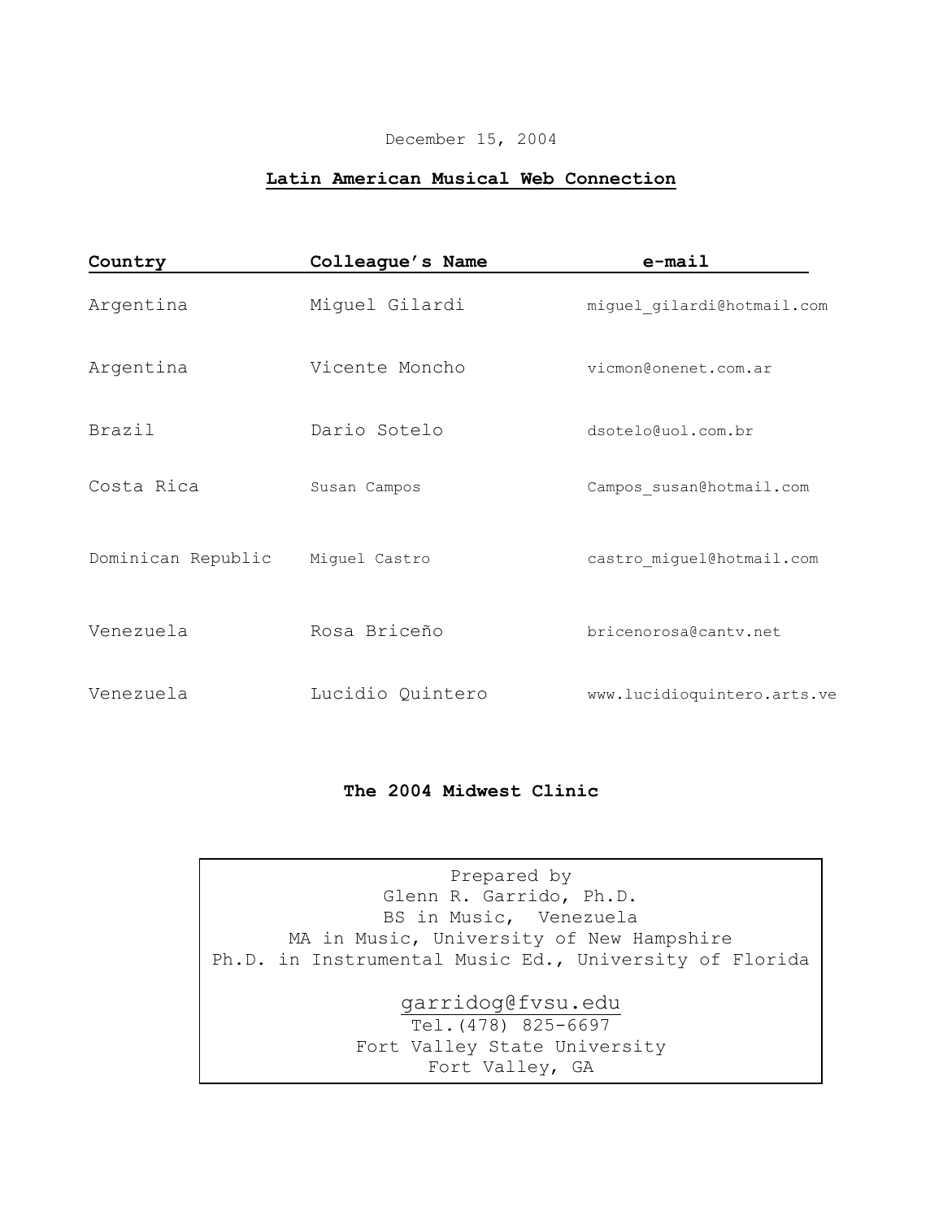December 15, 2004

## Latin American Musical Web Connection

| Country | Colleague's Name | e-mail |
| --- | --- | --- |
| Argentina | Miguel Gilardi | miguel_gilardi@hotmail.com |
| Argentina | Vicente Moncho | vicmon@onenet.com.ar |
| Brazil | Dario Sotelo | dsotelo@uol.com.br |
| Costa Rica | Susan Campos | Campos_susan@hotmail.com |
| Dominican Republic | Miguel Castro | castro_miguel@hotmail.com |
| Venezuela | Rosa Briceño | bricenorosa@cantv.net |
| Venezuela | Lucidio Quintero | www.lucidioquintero.arts.ve |

**The 2004 Midwest Clinic**

Prepared by
Glenn R. Garrido, Ph.D.
BS in Music, Venezuela
MA in Music, University of New Hampshire
Ph.D. in Instrumental Music Ed., University of Florida

garridog@fvsu.edu
Tel.(478) 825-6697
Fort Valley State University
Fort Valley, GA